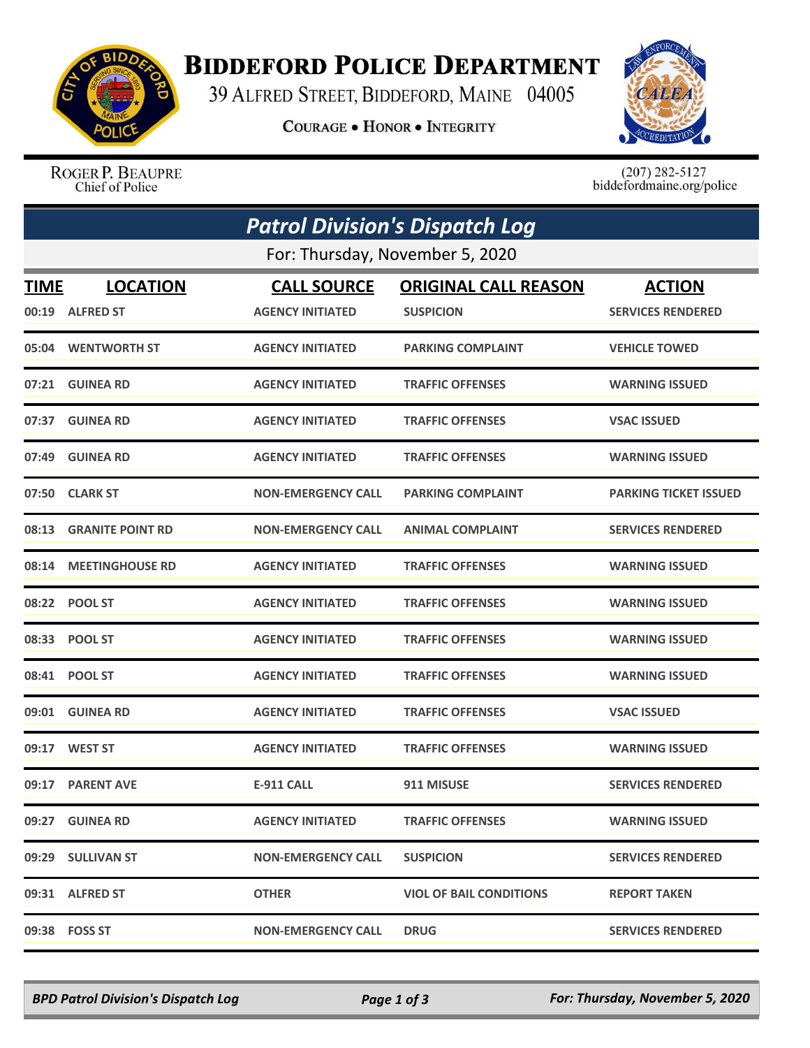# Biddeford Police Department

39 Alfred Street, Biddeford, Maine 04005

**Courage • Honor • Integrity**

Roger P. Beaupre
Chief of Police

(207) 282-5127
biddefordmaine.org/police

## *Patrol Division's Dispatch Log*

For: Thursday, November 5, 2020

| TIME | LOCATION | CALL SOURCE | ORIGINAL CALL REASON | ACTION |
|---|---|---|---|---|
| 00:19 | ALFRED ST | AGENCY INITIATED | SUSPICION | SERVICES RENDERED |
| 05:04 | WENTWORTH ST | AGENCY INITIATED | PARKING COMPLAINT | VEHICLE TOWED |
| 07:21 | GUINEA RD | AGENCY INITIATED | TRAFFIC OFFENSES | WARNING ISSUED |
| 07:37 | GUINEA RD | AGENCY INITIATED | TRAFFIC OFFENSES | VSAC ISSUED |
| 07:49 | GUINEA RD | AGENCY INITIATED | TRAFFIC OFFENSES | WARNING ISSUED |
| 07:50 | CLARK ST | NON-EMERGENCY CALL | PARKING COMPLAINT | PARKING TICKET ISSUED |
| 08:13 | GRANITE POINT RD | NON-EMERGENCY CALL | ANIMAL COMPLAINT | SERVICES RENDERED |
| 08:14 | MEETINGHOUSE RD | AGENCY INITIATED | TRAFFIC OFFENSES | WARNING ISSUED |
| 08:22 | POOL ST | AGENCY INITIATED | TRAFFIC OFFENSES | WARNING ISSUED |
| 08:33 | POOL ST | AGENCY INITIATED | TRAFFIC OFFENSES | WARNING ISSUED |
| 08:41 | POOL ST | AGENCY INITIATED | TRAFFIC OFFENSES | WARNING ISSUED |
| 09:01 | GUINEA RD | AGENCY INITIATED | TRAFFIC OFFENSES | VSAC ISSUED |
| 09:17 | WEST ST | AGENCY INITIATED | TRAFFIC OFFENSES | WARNING ISSUED |
| 09:17 | PARENT AVE | E-911 CALL | 911 MISUSE | SERVICES RENDERED |
| 09:27 | GUINEA RD | AGENCY INITIATED | TRAFFIC OFFENSES | WARNING ISSUED |
| 09:29 | SULLIVAN ST | NON-EMERGENCY CALL | SUSPICION | SERVICES RENDERED |
| 09:31 | ALFRED ST | OTHER | VIOL OF BAIL CONDITIONS | REPORT TAKEN |
| 09:38 | FOSS ST | NON-EMERGENCY CALL | DRUG | SERVICES RENDERED |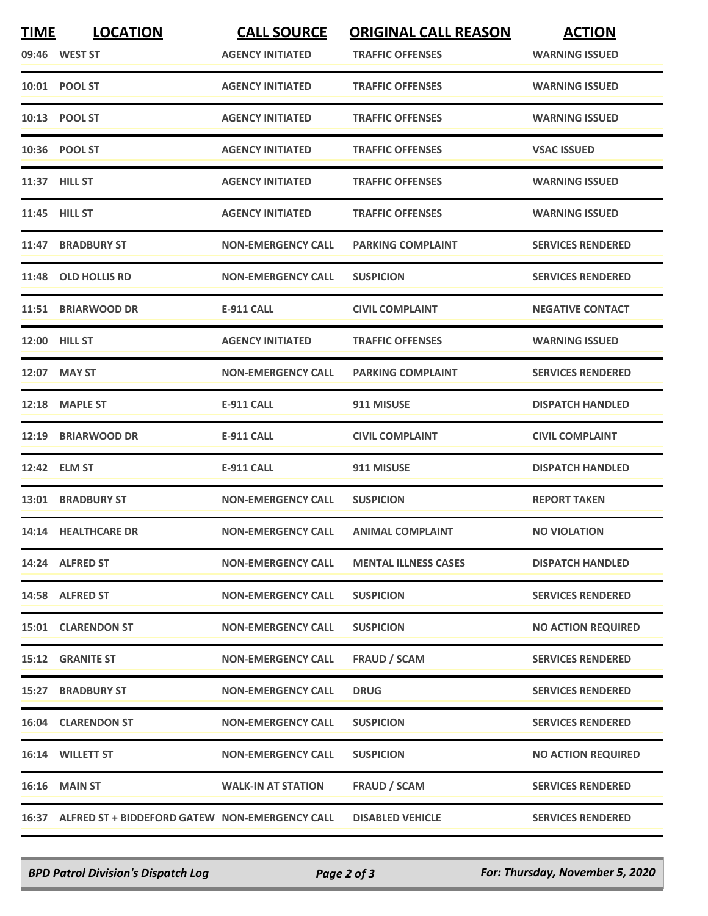| TIME | LOCATION | CALL SOURCE | ORIGINAL CALL REASON | ACTION |
|---|---|---|---|---|
| 09:46 | WEST ST | AGENCY INITIATED | TRAFFIC OFFENSES | WARNING ISSUED |
| 10:01 | POOL ST | AGENCY INITIATED | TRAFFIC OFFENSES | WARNING ISSUED |
| 10:13 | POOL ST | AGENCY INITIATED | TRAFFIC OFFENSES | WARNING ISSUED |
| 10:36 | POOL ST | AGENCY INITIATED | TRAFFIC OFFENSES | VSAC ISSUED |
| 11:37 | HILL ST | AGENCY INITIATED | TRAFFIC OFFENSES | WARNING ISSUED |
| 11:45 | HILL ST | AGENCY INITIATED | TRAFFIC OFFENSES | WARNING ISSUED |
| 11:47 | BRADBURY ST | NON-EMERGENCY CALL | PARKING COMPLAINT | SERVICES RENDERED |
| 11:48 | OLD HOLLIS RD | NON-EMERGENCY CALL | SUSPICION | SERVICES RENDERED |
| 11:51 | BRIARWOOD DR | E-911 CALL | CIVIL COMPLAINT | NEGATIVE CONTACT |
| 12:00 | HILL ST | AGENCY INITIATED | TRAFFIC OFFENSES | WARNING ISSUED |
| 12:07 | MAY ST | NON-EMERGENCY CALL | PARKING COMPLAINT | SERVICES RENDERED |
| 12:18 | MAPLE ST | E-911 CALL | 911 MISUSE | DISPATCH HANDLED |
| 12:19 | BRIARWOOD DR | E-911 CALL | CIVIL COMPLAINT | CIVIL COMPLAINT |
| 12:42 | ELM ST | E-911 CALL | 911 MISUSE | DISPATCH HANDLED |
| 13:01 | BRADBURY ST | NON-EMERGENCY CALL | SUSPICION | REPORT TAKEN |
| 14:14 | HEALTHCARE DR | NON-EMERGENCY CALL | ANIMAL COMPLAINT | NO VIOLATION |
| 14:24 | ALFRED ST | NON-EMERGENCY CALL | MENTAL ILLNESS CASES | DISPATCH HANDLED |
| 14:58 | ALFRED ST | NON-EMERGENCY CALL | SUSPICION | SERVICES RENDERED |
| 15:01 | CLARENDON ST | NON-EMERGENCY CALL | SUSPICION | NO ACTION REQUIRED |
| 15:12 | GRANITE ST | NON-EMERGENCY CALL | FRAUD / SCAM | SERVICES RENDERED |
| 15:27 | BRADBURY ST | NON-EMERGENCY CALL | DRUG | SERVICES RENDERED |
| 16:04 | CLARENDON ST | NON-EMERGENCY CALL | SUSPICION | SERVICES RENDERED |
| 16:14 | WILLETT ST | NON-EMERGENCY CALL | SUSPICION | NO ACTION REQUIRED |
| 16:16 | MAIN ST | WALK-IN AT STATION | FRAUD / SCAM | SERVICES RENDERED |
| 16:37 | ALFRED ST + BIDDEFORD GATEW | NON-EMERGENCY CALL | DISABLED VEHICLE | SERVICES RENDERED |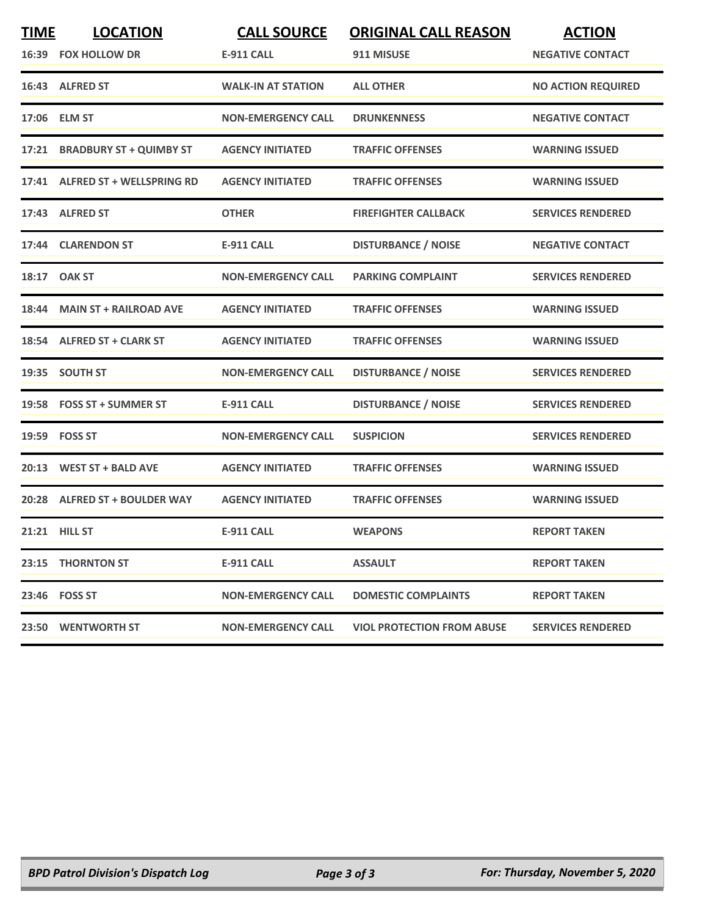| TIME | LOCATION | CALL SOURCE | ORIGINAL CALL REASON | ACTION |
|---|---|---|---|---|
| 16:39 | FOX HOLLOW DR | E-911 CALL | 911 MISUSE | NEGATIVE CONTACT |
| 16:43 | ALFRED ST | WALK-IN AT STATION | ALL OTHER | NO ACTION REQUIRED |
| 17:06 | ELM ST | NON-EMERGENCY CALL | DRUNKENNESS | NEGATIVE CONTACT |
| 17:21 | BRADBURY ST + QUIMBY ST | AGENCY INITIATED | TRAFFIC OFFENSES | WARNING ISSUED |
| 17:41 | ALFRED ST + WELLSPRING RD | AGENCY INITIATED | TRAFFIC OFFENSES | WARNING ISSUED |
| 17:43 | ALFRED ST | OTHER | FIREFIGHTER CALLBACK | SERVICES RENDERED |
| 17:44 | CLARENDON ST | E-911 CALL | DISTURBANCE / NOISE | NEGATIVE CONTACT |
| 18:17 | OAK ST | NON-EMERGENCY CALL | PARKING COMPLAINT | SERVICES RENDERED |
| 18:44 | MAIN ST + RAILROAD AVE | AGENCY INITIATED | TRAFFIC OFFENSES | WARNING ISSUED |
| 18:54 | ALFRED ST + CLARK ST | AGENCY INITIATED | TRAFFIC OFFENSES | WARNING ISSUED |
| 19:35 | SOUTH ST | NON-EMERGENCY CALL | DISTURBANCE / NOISE | SERVICES RENDERED |
| 19:58 | FOSS ST + SUMMER ST | E-911 CALL | DISTURBANCE / NOISE | SERVICES RENDERED |
| 19:59 | FOSS ST | NON-EMERGENCY CALL | SUSPICION | SERVICES RENDERED |
| 20:13 | WEST ST + BALD AVE | AGENCY INITIATED | TRAFFIC OFFENSES | WARNING ISSUED |
| 20:28 | ALFRED ST + BOULDER WAY | AGENCY INITIATED | TRAFFIC OFFENSES | WARNING ISSUED |
| 21:21 | HILL ST | E-911 CALL | WEAPONS | REPORT TAKEN |
| 23:15 | THORNTON ST | E-911 CALL | ASSAULT | REPORT TAKEN |
| 23:46 | FOSS ST | NON-EMERGENCY CALL | DOMESTIC COMPLAINTS | REPORT TAKEN |
| 23:50 | WENTWORTH ST | NON-EMERGENCY CALL | VIOL PROTECTION FROM ABUSE | SERVICES RENDERED |